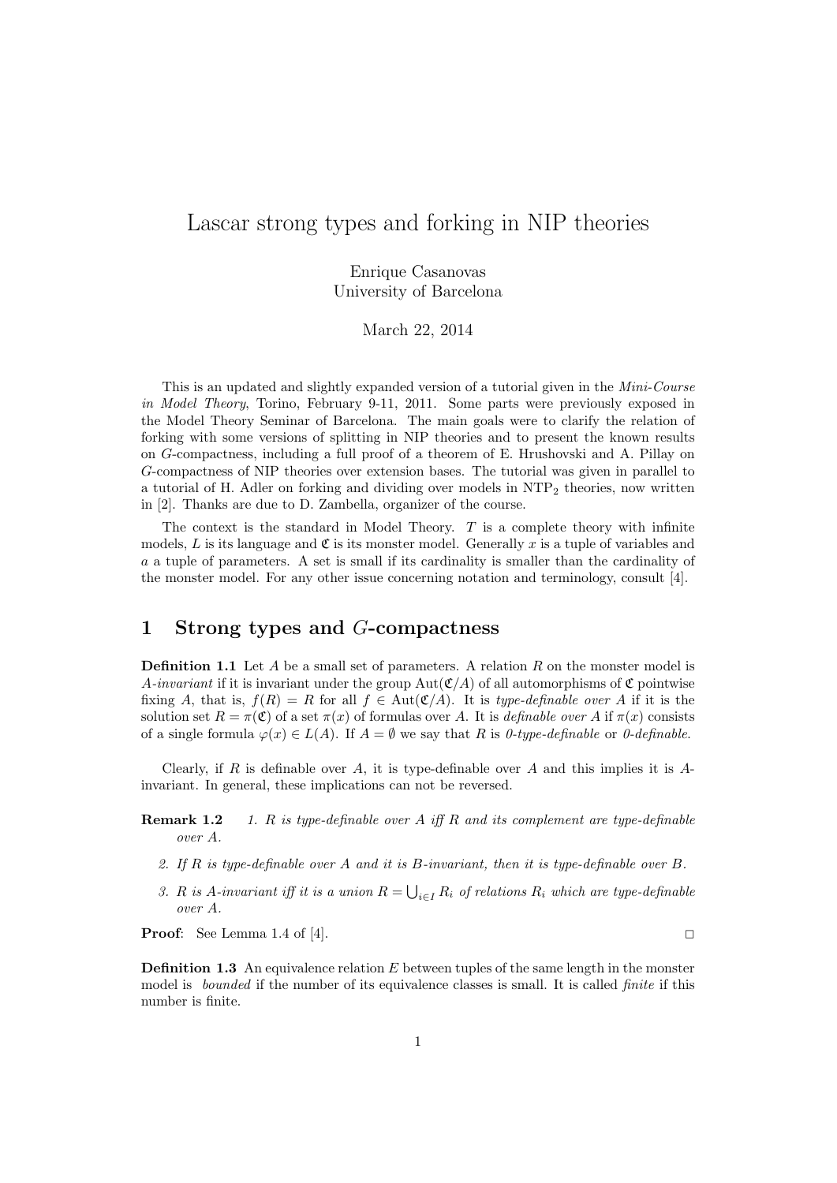# Lascar strong types and forking in NIP theories

Enrique Casanovas
University of Barcelona

March 22, 2014

This is an updated and slightly expanded version of a tutorial given in the *Mini-Course in Model Theory*, Torino, February 9-11, 2011. Some parts were previously exposed in the Model Theory Seminar of Barcelona. The main goals were to clarify the relation of forking with some versions of splitting in NIP theories and to present the known results on $G$-compactness, including a full proof of a theorem of E. Hrushovski and A. Pillay on $G$-compactness of NIP theories over extension bases. The tutorial was given in parallel to a tutorial of H. Adler on forking and dividing over models in $\mathrm{NTP}_2$ theories, now written in [2]. Thanks are due to D. Zambella, organizer of the course.

The context is the standard in Model Theory. $T$ is a complete theory with infinite models, $L$ is its language and $\mathfrak{C}$ is its monster model. Generally $x$ is a tuple of variables and $a$ a tuple of parameters. A set is small if its cardinality is smaller than the cardinality of the monster model. For any other issue concerning notation and terminology, consult [4].

## 1 Strong types and $G$-compactness

**Definition 1.1** Let $A$ be a small set of parameters. A relation $R$ on the monster model is *$A$-invariant* if it is invariant under the group $\mathrm{Aut}(\mathfrak{C}/A)$ of all automorphisms of $\mathfrak{C}$ pointwise fixing $A$, that is, $f(R) = R$ for all $f \in \mathrm{Aut}(\mathfrak{C}/A)$. It is *type-definable over $A$* if it is the solution set $R = \pi(\mathfrak{C})$ of a set $\pi(x)$ of formulas over $A$. It is *definable over $A$* if $\pi(x)$ consists of a single formula $\varphi(x) \in L(A)$. If $A = \emptyset$ we say that $R$ is *0-type-definable* or *0-definable*.

Clearly, if $R$ is definable over $A$, it is type-definable over $A$ and this implies it is $A$-invariant. In general, these implications can not be reversed.

**Remark 1.2**

1. *$R$ is type-definable over $A$ iff $R$ and its complement are type-definable over $A$.*
2. *If $R$ is type-definable over $A$ and it is $B$-invariant, then it is type-definable over $B$.*
3. *$R$ is $A$-invariant iff it is a union $R = \bigcup_{i \in I} R_i$ of relations $R_i$ which are type-definable over $A$.*

**Proof**: See Lemma 1.4 of [4]. $\square$

**Definition 1.3** An equivalence relation $E$ between tuples of the same length in the monster model is *bounded* if the number of its equivalence classes is small. It is called *finite* if this number is finite.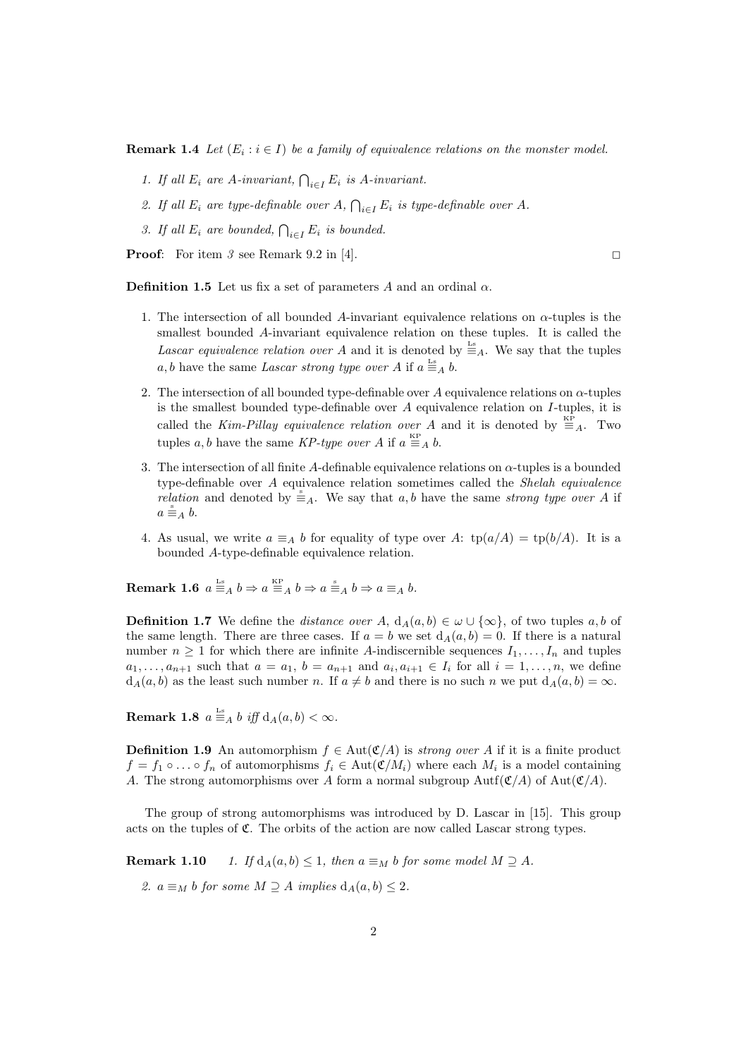**Remark 1.4** *Let $(E_i : i \in I)$ be a family of equivalence relations on the monster model.*

1. *If all $E_i$ are $A$-invariant, $\bigcap_{i \in I} E_i$ is $A$-invariant.*
2. *If all $E_i$ are type-definable over $A$, $\bigcap_{i \in I} E_i$ is type-definable over $A$.*
3. *If all $E_i$ are bounded, $\bigcap_{i \in I} E_i$ is bounded.*

**Proof**: For item *3* see Remark 9.2 in [4]. □

**Definition 1.5** Let us fix a set of parameters $A$ and an ordinal $\alpha$.

1. The intersection of all bounded $A$-invariant equivalence relations on $\alpha$-tuples is the smallest bounded $A$-invariant equivalence relation on these tuples. It is called the *Lascar equivalence relation over $A$* and it is denoted by $\overset{\text{Ls}}{\equiv}_A$. We say that the tuples $a, b$ have the same *Lascar strong type over $A$* if $a \overset{\text{Ls}}{\equiv}_A b$.
2. The intersection of all bounded type-definable over $A$ equivalence relations on $\alpha$-tuples is the smallest bounded type-definable over $A$ equivalence relation on $I$-tuples, it is called the *Kim-Pillay equivalence relation over $A$* and it is denoted by $\overset{\text{KP}}{\equiv}_A$. Two tuples $a, b$ have the same *KP-type over $A$* if $a \overset{\text{KP}}{\equiv}_A b$.
3. The intersection of all finite $A$-definable equivalence relations on $\alpha$-tuples is a bounded type-definable over $A$ equivalence relation sometimes called the *Shelah equivalence relation* and denoted by $\overset{\text{s}}{\equiv}_A$. We say that $a, b$ have the same *strong type over $A$* if $a \overset{\text{s}}{\equiv}_A b$.
4. As usual, we write $a \equiv_A b$ for equality of type over $A$: $\text{tp}(a/A) = \text{tp}(b/A)$. It is a bounded $A$-type-definable equivalence relation.

**Remark 1.6** $a \overset{\text{Ls}}{\equiv}_A b \Rightarrow a \overset{\text{KP}}{\equiv}_A b \Rightarrow a \overset{\text{s}}{\equiv}_A b \Rightarrow a \equiv_A b$.

**Definition 1.7** We define the *distance over $A$*, $\text{d}_A(a, b) \in \omega \cup \{\infty\}$, of two tuples $a, b$ of the same length. There are three cases. If $a = b$ we set $\text{d}_A(a, b) = 0$. If there is a natural number $n \geq 1$ for which there are infinite $A$-indiscernible sequences $I_1, \ldots, I_n$ and tuples $a_1, \ldots, a_{n+1}$ such that $a = a_1$, $b = a_{n+1}$ and $a_i, a_{i+1} \in I_i$ for all $i = 1, \ldots, n$, we define $\text{d}_A(a, b)$ as the least such number $n$. If $a \neq b$ and there is no such $n$ we put $\text{d}_A(a, b) = \infty$.

**Remark 1.8** $a \overset{\text{Ls}}{\equiv}_A b$ *iff* $\text{d}_A(a, b) < \infty$.

**Definition 1.9** An automorphism $f \in \text{Aut}(\mathfrak{C}/A)$ is *strong over $A$* if it is a finite product $f = f_1 \circ \ldots \circ f_n$ of automorphisms $f_i \in \text{Aut}(\mathfrak{C}/M_i)$ where each $M_i$ is a model containing $A$. The strong automorphisms over $A$ form a normal subgroup $\text{Autf}(\mathfrak{C}/A)$ of $\text{Aut}(\mathfrak{C}/A)$.

The group of strong automorphisms was introduced by D. Lascar in [15]. This group acts on the tuples of $\mathfrak{C}$. The orbits of the action are now called Lascar strong types.

**Remark 1.10**

1. *If $\text{d}_A(a, b) \leq 1$, then $a \equiv_M b$ for some model $M \supseteq A$.*
2. *$a \equiv_M b$ for some $M \supseteq A$ implies $\text{d}_A(a, b) \leq 2$.*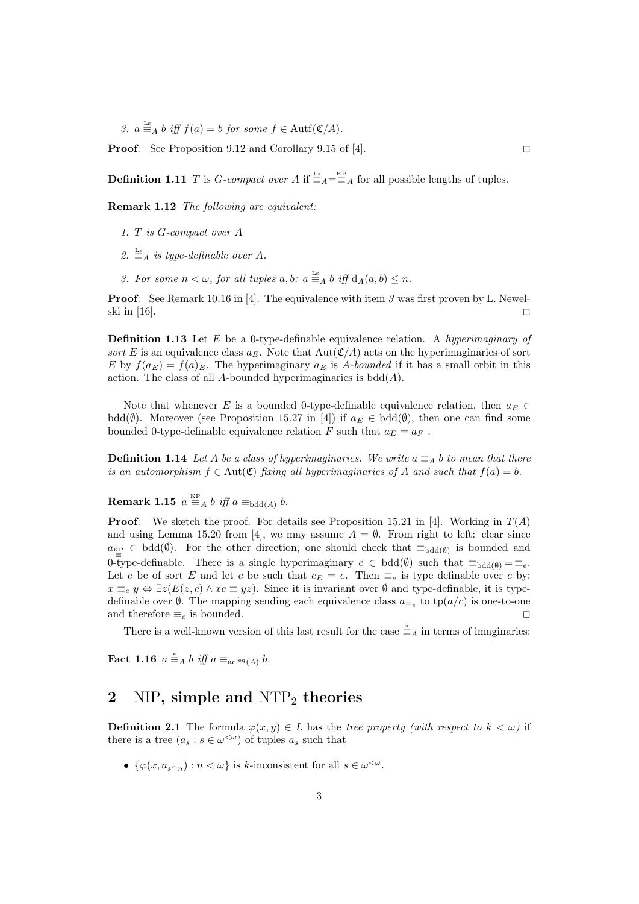3. $a \stackrel{\text{Ls}}{\equiv}_A b$ iff $f(a) = b$ for some $f \in \text{Autf}(\mathfrak{C}/A)$.

**Proof**: See Proposition 9.12 and Corollary 9.15 of [4]. □

**Definition 1.11** $T$ is *G-compact over* $A$ if $\stackrel{\text{Ls}}{\equiv}_A = \stackrel{\text{KP}}{\equiv}_A$ for all possible lengths of tuples.

**Remark 1.12** *The following are equivalent:*

1. *$T$ is G-compact over $A$*
2. *$\stackrel{\text{Ls}}{\equiv}_A$ is type-definable over $A$.*
3. *For some $n < \omega$, for all tuples $a, b$: $a \stackrel{\text{Ls}}{\equiv}_A b$ iff $\mathrm{d}_A(a, b) \leq n$.*

**Proof**: See Remark 10.16 in [4]. The equivalence with item *3* was first proven by L. Newelski in [16]. □

**Definition 1.13** Let $E$ be a 0-type-definable equivalence relation. A *hyperimaginary of sort $E$* is an equivalence class $a_E$. Note that $\text{Aut}(\mathfrak{C}/A)$ acts on the hyperimaginaries of sort $E$ by $f(a_E) = f(a)_E$. The hyperimaginary $a_E$ is *$A$-bounded* if it has a small orbit in this action. The class of all $A$-bounded hyperimaginaries is $\text{bdd}(A)$.

Note that whenever $E$ is a bounded 0-type-definable equivalence relation, then $a_E \in \text{bdd}(\emptyset)$. Moreover (see Proposition 15.27 in [4]) if $a_E \in \text{bdd}(\emptyset)$, then one can find some bounded 0-type-definable equivalence relation $F$ such that $a_E = a_F$.

**Definition 1.14** *Let $A$ be a class of hyperimaginaries. We write $a \equiv_A b$ to mean that there is an automorphism $f \in \text{Aut}(\mathfrak{C})$ fixing all hyperimaginaries of $A$ and such that $f(a) = b$.*

**Remark 1.15** $a \stackrel{\text{KP}}{\equiv}_A b$ *iff* $a \equiv_{\text{bdd}(A)} b$.

**Proof**: We sketch the proof. For details see Proposition 15.21 in [4]. Working in $T(A)$ and using Lemma 15.20 from [4], we may assume $A = \emptyset$. From right to left: clear since $a_{\stackrel{\text{KP}}{\equiv}} \in \text{bdd}(\emptyset)$. For the other direction, one should check that $\equiv_{\text{bdd}(\emptyset)}$ is bounded and 0-type-definable. There is a single hyperimaginary $e \in \text{bdd}(\emptyset)$ such that $\equiv_{\text{bdd}(\emptyset)} = \equiv_e$. Let $e$ be of sort $E$ and let $c$ be such that $c_E = e$. Then $\equiv_e$ is type definable over $c$ by: $x \equiv_e y \Leftrightarrow \exists z(E(z, c) \wedge xc \equiv yz)$. Since it is invariant over $\emptyset$ and type-definable, it is type-definable over $\emptyset$. The mapping sending each equivalence class $a_{\equiv_e}$ to $\text{tp}(a/c)$ is one-to-one and therefore $\equiv_e$ is bounded. □

There is a well-known version of this last result for the case $\stackrel{\text{s}}{\equiv}_A$ in terms of imaginaries:

**Fact 1.16** $a \stackrel{\text{s}}{\equiv}_A b$ *iff* $a \equiv_{\text{acl}^{\text{eq}}(A)} b$.

## 2 NIP, simple and NTP$_2$ theories

**Definition 2.1** The formula $\varphi(x, y) \in L$ has the *tree property (with respect to $k < \omega$)* if there is a tree $(a_s : s \in \omega^{<\omega})$ of tuples $a_s$ such that

- $\{\varphi(x, a_{s^\frown n}) : n < \omega\}$ is $k$-inconsistent for all $s \in \omega^{<\omega}$.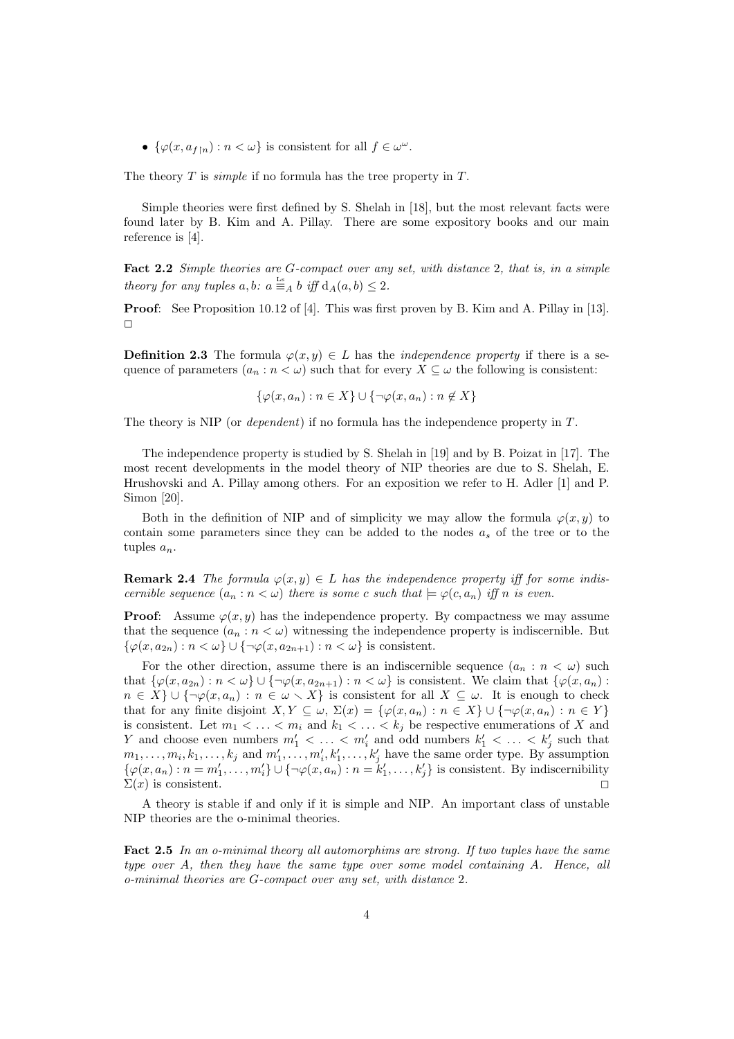- $\{\varphi(x, a_{f\restriction n}) : n < \omega\}$ is consistent for all $f \in \omega^\omega$.

The theory $T$ is *simple* if no formula has the tree property in $T$.

Simple theories were first defined by S. Shelah in [18], but the most relevant facts were found later by B. Kim and A. Pillay. There are some expository books and our main reference is [4].

**Fact 2.2** *Simple theories are G-compact over any set, with distance 2, that is, in a simple theory for any tuples $a, b$: $a \stackrel{\text{Ls}}{\equiv}_A b$ iff $\mathrm{d}_A(a, b) \leq 2$.*

**Proof**: See Proposition 10.12 of [4]. This was first proven by B. Kim and A. Pillay in [13]. $\square$

**Definition 2.3** The formula $\varphi(x, y) \in L$ has the *independence property* if there is a sequence of parameters $(a_n : n < \omega)$ such that for every $X \subseteq \omega$ the following is consistent:

$$\{\varphi(x, a_n) : n \in X\} \cup \{\neg\varphi(x, a_n) : n \notin X\}$$

The theory is NIP (or *dependent*) if no formula has the independence property in $T$.

The independence property is studied by S. Shelah in [19] and by B. Poizat in [17]. The most recent developments in the model theory of NIP theories are due to S. Shelah, E. Hrushovski and A. Pillay among others. For an exposition we refer to H. Adler [1] and P. Simon [20].

Both in the definition of NIP and of simplicity we may allow the formula $\varphi(x, y)$ to contain some parameters since they can be added to the nodes $a_s$ of the tree or to the tuples $a_n$.

**Remark 2.4** *The formula $\varphi(x, y) \in L$ has the independence property iff for some indiscernible sequence $(a_n : n < \omega)$ there is some $c$ such that $\models \varphi(c, a_n)$ iff $n$ is even.*

**Proof**: Assume $\varphi(x, y)$ has the independence property. By compactness we may assume that the sequence $(a_n : n < \omega)$ witnessing the independence property is indiscernible. But $\{\varphi(x, a_{2n}) : n < \omega\} \cup \{\neg\varphi(x, a_{2n+1}) : n < \omega\}$ is consistent.

For the other direction, assume there is an indiscernible sequence $(a_n : n < \omega)$ such that $\{\varphi(x, a_{2n}) : n < \omega\} \cup \{\neg\varphi(x, a_{2n+1}) : n < \omega\}$ is consistent. We claim that $\{\varphi(x, a_n) : n \in X\} \cup \{\neg\varphi(x, a_n) : n \in \omega \smallsetminus X\}$ is consistent for all $X \subseteq \omega$. It is enough to check that for any finite disjoint $X, Y \subseteq \omega$, $\Sigma(x) = \{\varphi(x, a_n) : n \in X\} \cup \{\neg\varphi(x, a_n) : n \in Y\}$ is consistent. Let $m_1 < \ldots < m_i$ and $k_1 < \ldots < k_j$ be respective enumerations of $X$ and $Y$ and choose even numbers $m'_1 < \ldots < m'_i$ and odd numbers $k'_1 < \ldots < k'_j$ such that $m_1, \ldots, m_i, k_1, \ldots, k_j$ and $m'_1, \ldots, m'_i, k'_1, \ldots, k'_j$ have the same order type. By assumption $\{\varphi(x, a_n) : n = m'_1, \ldots, m'_i\} \cup \{\neg\varphi(x, a_n) : n = k'_1, \ldots, k'_j\}$ is consistent. By indiscernibility $\Sigma(x)$ is consistent. $\square$

A theory is stable if and only if it is simple and NIP. An important class of unstable NIP theories are the o-minimal theories.

**Fact 2.5** *In an o-minimal theory all automorphims are strong. If two tuples have the same type over $A$, then they have the same type over some model containing $A$. Hence, all o-minimal theories are G-compact over any set, with distance 2.*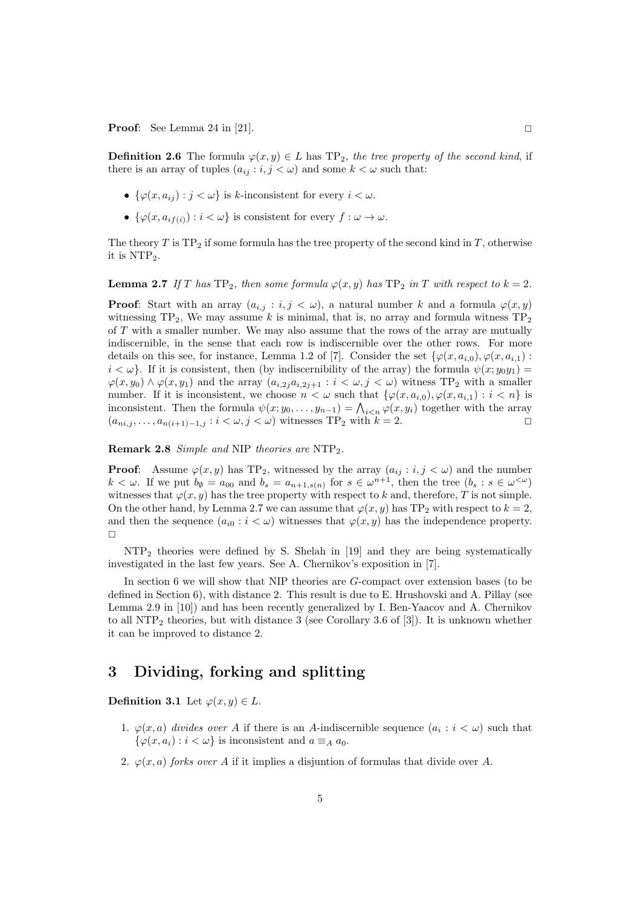**Proof**: See Lemma 24 in [21]. □

**Definition 2.6** The formula $\varphi(x, y) \in L$ has $\mathrm{TP}_2$, *the tree property of the second kind*, if there is an array of tuples $(a_{ij} : i, j < \omega)$ and some $k < \omega$ such that:

- $\{\varphi(x, a_{ij}) : j < \omega\}$ is $k$-inconsistent for every $i < \omega$.
- $\{\varphi(x, a_{if(i)}) : i < \omega\}$ is consistent for every $f : \omega \to \omega$.

The theory $T$ is $\mathrm{TP}_2$ if some formula has the tree property of the second kind in $T$, otherwise it is $\mathrm{NTP}_2$.

**Lemma 2.7** *If $T$ has $\mathrm{TP}_2$, then some formula $\varphi(x, y)$ has $\mathrm{TP}_2$ in $T$ with respect to $k = 2$.*

**Proof**: Start with an array $(a_{i,j} : i, j < \omega)$, a natural number $k$ and a formula $\varphi(x, y)$ witnessing $\mathrm{TP}_2$, We may assume $k$ is minimal, that is, no array and formula witness $\mathrm{TP}_2$ of $T$ with a smaller number. We may also assume that the rows of the array are mutually indiscernible, in the sense that each row is indiscernible over the other rows. For more details on this see, for instance, Lemma 1.2 of [7]. Consider the set $\{\varphi(x, a_{i,0}), \varphi(x, a_{i,1}) : i < \omega\}$. If it is consistent, then (by indiscernibility of the array) the formula $\psi(x; y_0 y_1) = \varphi(x, y_0) \wedge \varphi(x, y_1)$ and the array $(a_{i,2j} a_{i,2j+1} : i < \omega, j < \omega)$ witness $\mathrm{TP}_2$ with a smaller number. If it is inconsistent, we choose $n < \omega$ such that $\{\varphi(x, a_{i,0}), \varphi(x, a_{i,1}) : i < n\}$ is inconsistent. Then the formula $\psi(x; y_0, \ldots, y_{n-1}) = \bigwedge_{i<n} \varphi(x, y_i)$ together with the array $(a_{ni,j}, \ldots, a_{n(i+1)-1,j} : i < \omega, j < \omega)$ witnesses $\mathrm{TP}_2$ with $k = 2$. □

**Remark 2.8** *Simple and* NIP *theories are* $\mathrm{NTP}_2$.

**Proof**: Assume $\varphi(x, y)$ has $\mathrm{TP}_2$, witnessed by the array $(a_{ij} : i, j < \omega)$ and the number $k < \omega$. If we put $b_\emptyset = a_{00}$ and $b_s = a_{n+1,s(n)}$ for $s \in \omega^{n+1}$, then the tree $(b_s : s \in \omega^{<\omega})$ witnesses that $\varphi(x, y)$ has the tree property with respect to $k$ and, therefore, $T$ is not simple. On the other hand, by Lemma 2.7 we can assume that $\varphi(x, y)$ has $\mathrm{TP}_2$ with respect to $k = 2$, and then the sequence $(a_{i0} : i < \omega)$ witnesses that $\varphi(x, y)$ has the independence property. □

$\mathrm{NTP}_2$ theories were defined by S. Shelah in [19] and they are being systematically investigated in the last few years. See A. Chernikov's exposition in [7].

In section 6 we will show that NIP theories are $G$-compact over extension bases (to be defined in Section 6), with distance 2. This result is due to E. Hrushovski and A. Pillay (see Lemma 2.9 in [10]) and has been recently generalized by I. Ben-Yaacov and A. Chernikov to all $\mathrm{NTP}_2$ theories, but with distance 3 (see Corollary 3.6 of [3]). It is unknown whether it can be improved to distance 2.

# 3 Dividing, forking and splitting

**Definition 3.1** Let $\varphi(x, y) \in L$.

1. $\varphi(x, a)$ *divides over* $A$ if there is an $A$-indiscernible sequence $(a_i : i < \omega)$ such that $\{\varphi(x, a_i) : i < \omega\}$ is inconsistent and $a \equiv_A a_0$.
2. $\varphi(x, a)$ *forks over* $A$ if it implies a disjuntion of formulas that divide over $A$.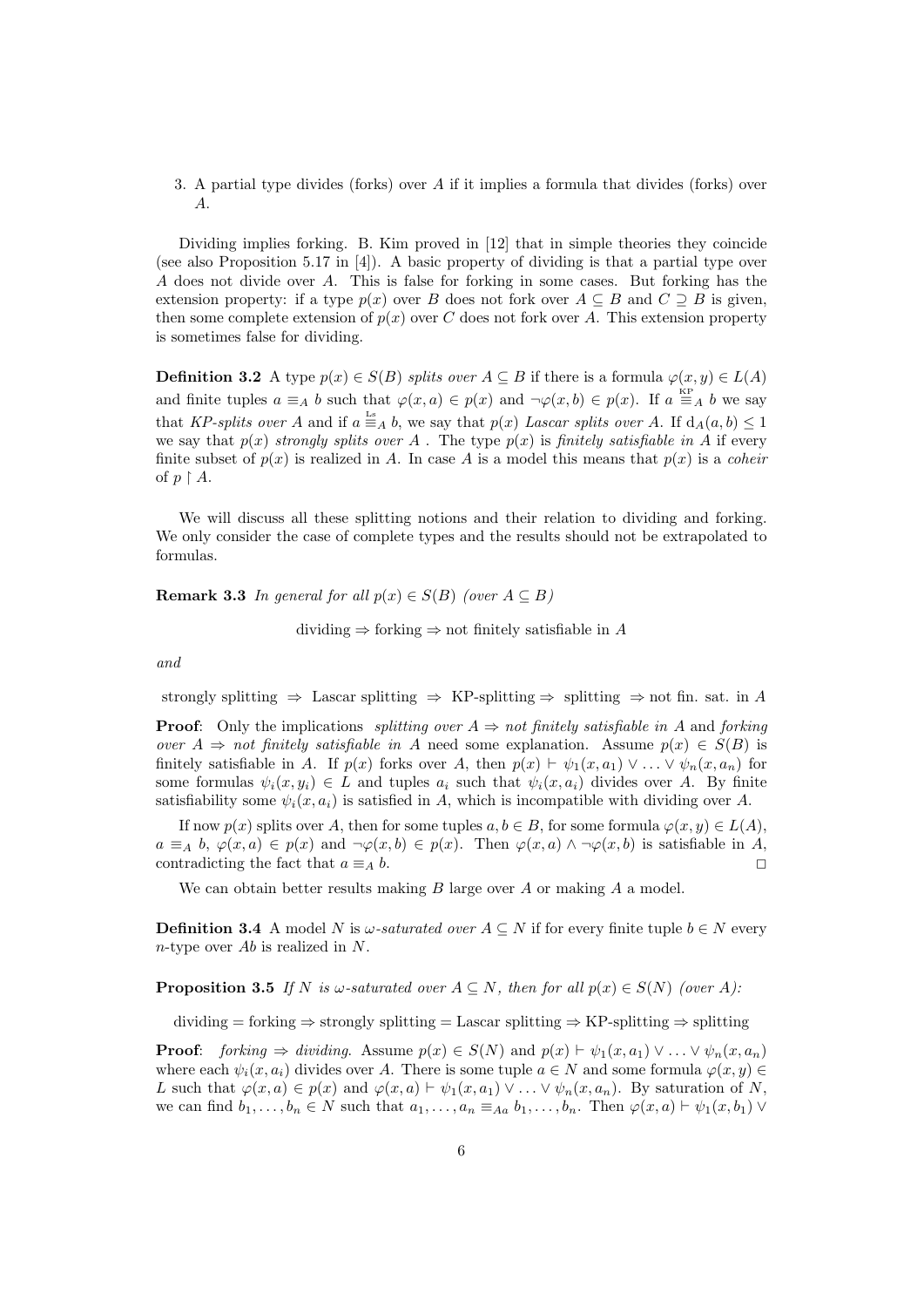3. A partial type divides (forks) over $A$ if it implies a formula that divides (forks) over $A$.

Dividing implies forking. B. Kim proved in [12] that in simple theories they coincide (see also Proposition 5.17 in [4]). A basic property of dividing is that a partial type over $A$ does not divide over $A$. This is false for forking in some cases. But forking has the extension property: if a type $p(x)$ over $B$ does not fork over $A \subseteq B$ and $C \supseteq B$ is given, then some complete extension of $p(x)$ over $C$ does not fork over $A$. This extension property is sometimes false for dividing.

**Definition 3.2** A type $p(x) \in S(B)$ *splits over* $A \subseteq B$ if there is a formula $\varphi(x, y) \in L(A)$ and finite tuples $a \equiv_A b$ such that $\varphi(x, a) \in p(x)$ and $\neg\varphi(x, b) \in p(x)$. If $a \overset{\text{KP}}{\equiv}_A b$ we say that *KP-splits over* $A$ and if $a \overset{\text{Ls}}{\equiv}_A b$, we say that $p(x)$ *Lascar splits over* $A$. If $\text{d}_A(a, b) \leq 1$ we say that $p(x)$ *strongly splits over* $A$ . The type $p(x)$ is *finitely satisfiable in* $A$ if every finite subset of $p(x)$ is realized in $A$. In case $A$ is a model this means that $p(x)$ is a *coheir* of $p \restriction A$.

We will discuss all these splitting notions and their relation to dividing and forking. We only consider the case of complete types and the results should not be extrapolated to formulas.

**Remark 3.3** *In general for all $p(x) \in S(B)$ (over $A \subseteq B$)*

$$\text{dividing} \Rightarrow \text{forking} \Rightarrow \text{not finitely satisfiable in } A$$

*and*

$$\text{strongly splitting} \Rightarrow \text{Lascar splitting} \Rightarrow \text{KP-splitting} \Rightarrow \text{splitting} \Rightarrow \text{not fin. sat. in } A$$

**Proof**: Only the implications *splitting over $A$ $\Rightarrow$ not finitely satisfiable in $A$* and *forking over $A$ $\Rightarrow$ not finitely satisfiable in $A$* need some explanation. Assume $p(x) \in S(B)$ is finitely satisfiable in $A$. If $p(x)$ forks over $A$, then $p(x) \vdash \psi_1(x, a_1) \vee \ldots \vee \psi_n(x, a_n)$ for some formulas $\psi_i(x, y_i) \in L$ and tuples $a_i$ such that $\psi_i(x, a_i)$ divides over $A$. By finite satisfiability some $\psi_i(x, a_i)$ is satisfied in $A$, which is incompatible with dividing over $A$.

If now $p(x)$ splits over $A$, then for some tuples $a, b \in B$, for some formula $\varphi(x, y) \in L(A)$, $a \equiv_A b$, $\varphi(x, a) \in p(x)$ and $\neg\varphi(x, b) \in p(x)$. Then $\varphi(x, a) \wedge \neg\varphi(x, b)$ is satisfiable in $A$, contradicting the fact that $a \equiv_A b$. $\square$

We can obtain better results making $B$ large over $A$ or making $A$ a model.

**Definition 3.4** A model $N$ is $\omega$*-saturated over* $A \subseteq N$ if for every finite tuple $b \in N$ every $n$-type over $Ab$ is realized in $N$.

**Proposition 3.5** *If $N$ is $\omega$-saturated over $A \subseteq N$, then for all $p(x) \in S(N)$ (over $A$):*

$$\text{dividing} = \text{forking} \Rightarrow \text{strongly splitting} = \text{Lascar splitting} \Rightarrow \text{KP-splitting} \Rightarrow \text{splitting}$$

**Proof**: *forking $\Rightarrow$ dividing.* Assume $p(x) \in S(N)$ and $p(x) \vdash \psi_1(x, a_1) \vee \ldots \vee \psi_n(x, a_n)$ where each $\psi_i(x, a_i)$ divides over $A$. There is some tuple $a \in N$ and some formula $\varphi(x, y) \in L$ such that $\varphi(x, a) \in p(x)$ and $\varphi(x, a) \vdash \psi_1(x, a_1) \vee \ldots \vee \psi_n(x, a_n)$. By saturation of $N$, we can find $b_1, \ldots, b_n \in N$ such that $a_1, \ldots, a_n \equiv_{Aa} b_1, \ldots, b_n$. Then $\varphi(x, a) \vdash \psi_1(x, b_1) \vee$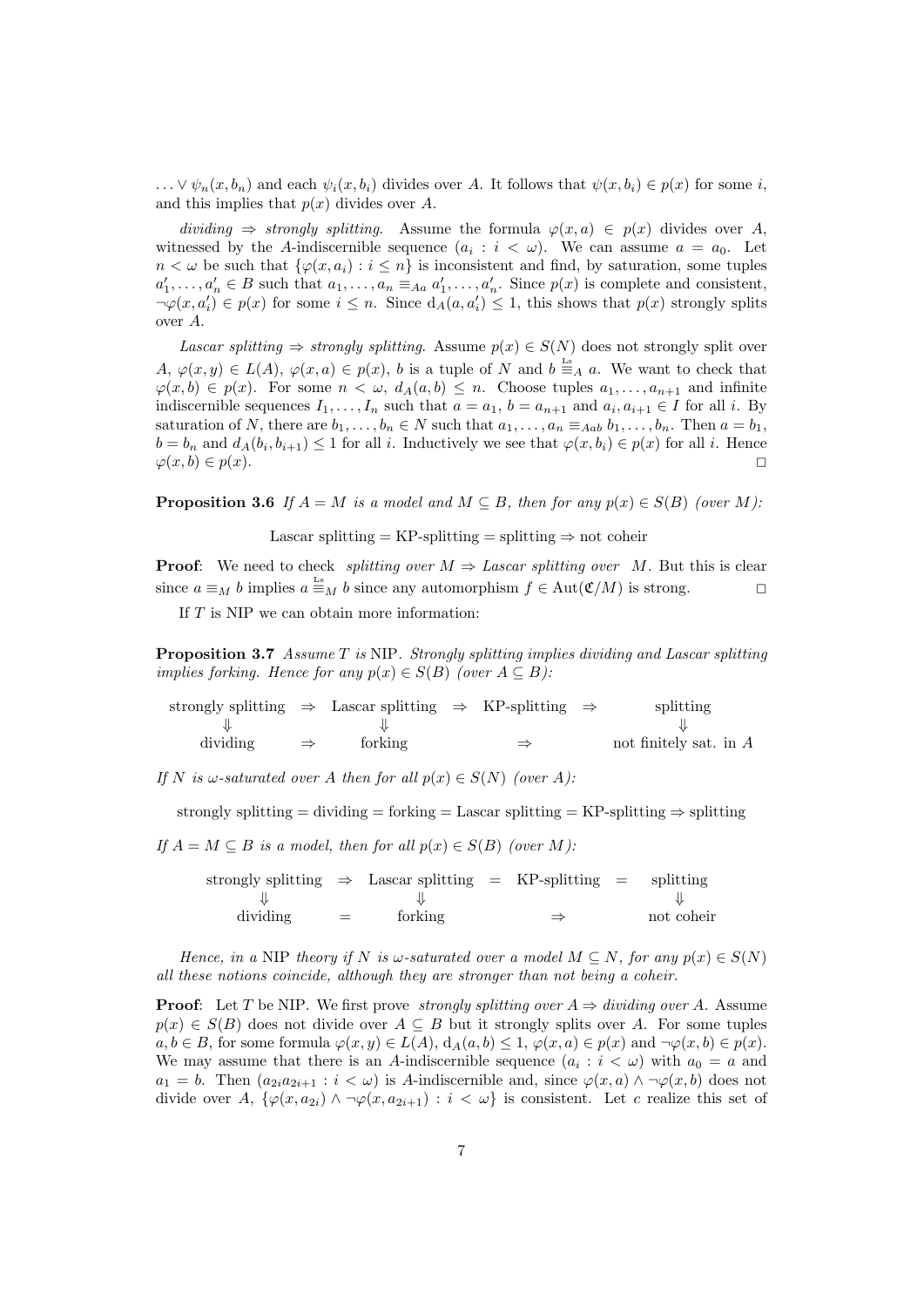$\ldots \vee \psi_n(x, b_n)$ and each $\psi_i(x, b_i)$ divides over $A$. It follows that $\psi(x, b_i) \in p(x)$ for some $i$, and this implies that $p(x)$ divides over $A$.

*dividing $\Rightarrow$ strongly splitting.* Assume the formula $\varphi(x, a) \in p(x)$ divides over $A$, witnessed by the $A$-indiscernible sequence $(a_i : i < \omega)$. We can assume $a = a_0$. Let $n < \omega$ be such that $\{\varphi(x, a_i) : i \leq n\}$ is inconsistent and find, by saturation, some tuples $a'_1, \ldots, a'_n \in B$ such that $a_1, \ldots, a_n \equiv_{Aa} a'_1, \ldots, a'_n$. Since $p(x)$ is complete and consistent, $\neg\varphi(x, a'_i) \in p(x)$ for some $i \leq n$. Since $\mathrm{d}_A(a, a'_i) \leq 1$, this shows that $p(x)$ strongly splits over $A$.

*Lascar splitting $\Rightarrow$ strongly splitting.* Assume $p(x) \in S(N)$ does not strongly split over $A$, $\varphi(x, y) \in L(A)$, $\varphi(x, a) \in p(x)$, $b$ is a tuple of $N$ and $b \stackrel{\text{Ls}}{\equiv}_A a$. We want to check that $\varphi(x, b) \in p(x)$. For some $n < \omega$, $d_A(a, b) \leq n$. Choose tuples $a_1, \ldots, a_{n+1}$ and infinite indiscernible sequences $I_1, \ldots, I_n$ such that $a = a_1$, $b = a_{n+1}$ and $a_i, a_{i+1} \in I$ for all $i$. By saturation of $N$, there are $b_1, \ldots, b_n \in N$ such that $a_1, \ldots, a_n \equiv_{Aab} b_1, \ldots, b_n$. Then $a = b_1$, $b = b_n$ and $d_A(b_i, b_{i+1}) \leq 1$ for all $i$. Inductively we see that $\varphi(x, b_i) \in p(x)$ for all $i$. Hence $\varphi(x, b) \in p(x)$. $\Box$

**Proposition 3.6** *If $A = M$ is a model and $M \subseteq B$, then for any $p(x) \in S(B)$ (over $M$):*

$$\text{Lascar splitting} = \text{KP-splitting} = \text{splitting} \Rightarrow \text{not coheir}$$

**Proof**: We need to check *splitting over $M \Rightarrow$ Lascar splitting over $M$*. But this is clear since $a \equiv_M b$ implies $a \stackrel{\text{Ls}}{\equiv}_M b$ since any automorphism $f \in \mathrm{Aut}(\mathfrak{C}/M)$ is strong. $\Box$

If $T$ is NIP we can obtain more information:

**Proposition 3.7** *Assume $T$ is NIP. Strongly splitting implies dividing and Lascar splitting implies forking. Hence for any $p(x) \in S(B)$ (over $A \subseteq B$):*

$$\begin{array}{ccccccc}
\text{strongly splitting} & \Rightarrow & \text{Lascar splitting} & \Rightarrow & \text{KP-splitting} & \Rightarrow & \text{splitting} \\
\Downarrow & & \Downarrow & & & & \Downarrow \\
\text{dividing} & \Rightarrow & \text{forking} & & \Rightarrow & & \text{not finitely sat. in } A
\end{array}$$

*If $N$ is $\omega$-saturated over $A$ then for all $p(x) \in S(N)$ (over $A$):*

$$\text{strongly splitting} = \text{dividing} = \text{forking} = \text{Lascar splitting} = \text{KP-splitting} \Rightarrow \text{splitting}$$

*If $A = M \subseteq B$ is a model, then for all $p(x) \in S(B)$ (over $M$):*

$$\begin{array}{ccccccc}
\text{strongly splitting} & \Rightarrow & \text{Lascar splitting} & = & \text{KP-splitting} & = & \text{splitting} \\
\Downarrow & & \Downarrow & & & & \Downarrow \\
\text{dividing} & = & \text{forking} & & \Rightarrow & & \text{not coheir}
\end{array}$$

*Hence, in a NIP theory if $N$ is $\omega$-saturated over a model $M \subseteq N$, for any $p(x) \in S(N)$ all these notions coincide, although they are stronger than not being a coheir.*

**Proof**: Let $T$ be NIP. We first prove *strongly splitting over $A \Rightarrow$ dividing over $A$*. Assume $p(x) \in S(B)$ does not divide over $A \subseteq B$ but it strongly splits over $A$. For some tuples $a, b \in B$, for some formula $\varphi(x, y) \in L(A)$, $\mathrm{d}_A(a, b) \leq 1$, $\varphi(x, a) \in p(x)$ and $\neg\varphi(x, b) \in p(x)$. We may assume that there is an $A$-indiscernible sequence $(a_i : i < \omega)$ with $a_0 = a$ and $a_1 = b$. Then $(a_{2i}a_{2i+1} : i < \omega)$ is $A$-indiscernible and, since $\varphi(x, a) \wedge \neg\varphi(x, b)$ does not divide over $A$, $\{\varphi(x, a_{2i}) \wedge \neg\varphi(x, a_{2i+1}) : i < \omega\}$ is consistent. Let $c$ realize this set of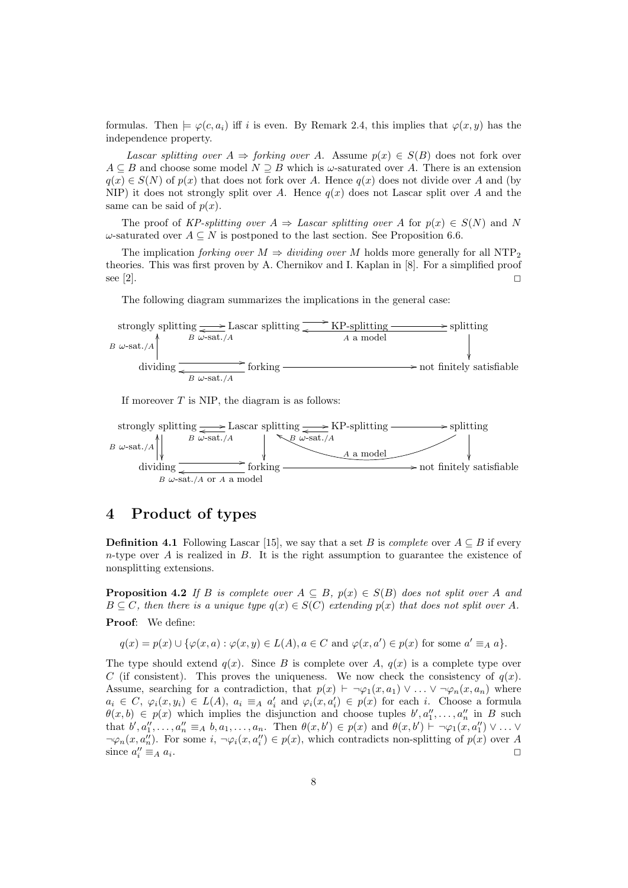formulas. Then $\models \varphi(c, a_i)$ iff $i$ is even. By Remark 2.4, this implies that $\varphi(x, y)$ has the independence property.

*Lascar splitting over $A$ $\Rightarrow$ forking over $A$.* Assume $p(x) \in S(B)$ does not fork over $A \subseteq B$ and choose some model $N \supseteq B$ which is $\omega$-saturated over $A$. There is an extension $q(x) \in S(N)$ of $p(x)$ that does not fork over $A$. Hence $q(x)$ does not divide over $A$ and (by NIP) it does not strongly split over $A$. Hence $q(x)$ does not Lascar split over $A$ and the same can be said of $p(x)$.

The proof of *KP-splitting over $A$ $\Rightarrow$ Lascar splitting over $A$* for $p(x) \in S(N)$ and $N$ $\omega$-saturated over $A \subseteq N$ is postponed to the last section. See Proposition 6.6.

The implication *forking over $M$ $\Rightarrow$ dividing over $M$* holds more generally for all $\mathrm{NTP}_2$ theories. This was first proven by A. Chernikov and I. Kaplan in [8]. For a simplified proof see [2]. □

The following diagram summarizes the implications in the general case:

$$\begin{array}{ccccccc}
\text{strongly splitting} & \underset{B\ \omega\text{-sat.}/A}{\rightleftarrows} & \text{Lascar splitting} & \underset{A \text{ a model}}{\rightleftarrows} & \text{KP-splitting} & \longrightarrow & \text{splitting} \\
\uparrow {\scriptstyle B\ \omega\text{-sat.}/A} & & & & & & \downarrow \\
\text{dividing} & \underset{B\ \omega\text{-sat.}/A}{\rightleftarrows} & \text{forking} & & \longrightarrow & & \text{not finitely satisfiable}
\end{array}$$

If moreover $T$ is NIP, the diagram is as follows:

$$\begin{array}{ccccccc}
\text{strongly splitting} & \underset{B\ \omega\text{-sat.}/A}{\rightleftarrows} & \text{Lascar splitting} & \underset{}{\rightleftarrows} & \text{KP-splitting} & \longrightarrow & \text{splitting} \\
\uparrow\downarrow {\scriptstyle B\ \omega\text{-sat.}/A} & & \downarrow & \nwarrow {\scriptstyle B\ \omega\text{-sat.}/A} & & \swarrow {\scriptstyle A \text{ a model}} & \downarrow \\
\text{dividing} & \underset{B\ \omega\text{-sat.}/A \text{ or } A \text{ a model}}{\rightleftarrows} & \text{forking} & & \longrightarrow & & \text{not finitely satisfiable}
\end{array}$$

# 4 Product of types

**Definition 4.1** Following Lascar [15], we say that a set $B$ is *complete* over $A \subseteq B$ if every $n$-type over $A$ is realized in $B$. It is the right assumption to guarantee the existence of nonsplitting extensions.

**Proposition 4.2** *If $B$ is complete over $A \subseteq B$, $p(x) \in S(B)$ does not split over $A$ and $B \subseteq C$, then there is a unique type $q(x) \in S(C)$ extending $p(x)$ that does not split over $A$.*

**Proof**: We define:

$$q(x) = p(x) \cup \{\varphi(x, a) : \varphi(x, y) \in L(A), a \in C \text{ and } \varphi(x, a') \in p(x) \text{ for some } a' \equiv_A a\}.$$

The type should extend $q(x)$. Since $B$ is complete over $A$, $q(x)$ is a complete type over $C$ (if consistent). This proves the uniqueness. We now check the consistency of $q(x)$. Assume, searching for a contradiction, that $p(x) \vdash \neg\varphi_1(x, a_1) \vee \ldots \vee \neg\varphi_n(x, a_n)$ where $a_i \in C$, $\varphi_i(x, y_i) \in L(A)$, $a_i \equiv_A a'_i$ and $\varphi_i(x, a'_i) \in p(x)$ for each $i$. Choose a formula $\theta(x, b) \in p(x)$ which implies the disjunction and choose tuples $b', a''_1, \ldots, a''_n$ in $B$ such that $b', a''_1, \ldots, a''_n \equiv_A b, a_1, \ldots, a_n$. Then $\theta(x, b') \in p(x)$ and $\theta(x, b') \vdash \neg\varphi_1(x, a''_1) \vee \ldots \vee \neg\varphi_n(x, a''_n)$. For some $i$, $\neg\varphi_i(x, a''_i) \in p(x)$, which contradicts non-splitting of $p(x)$ over $A$ since $a''_i \equiv_A a_i$. □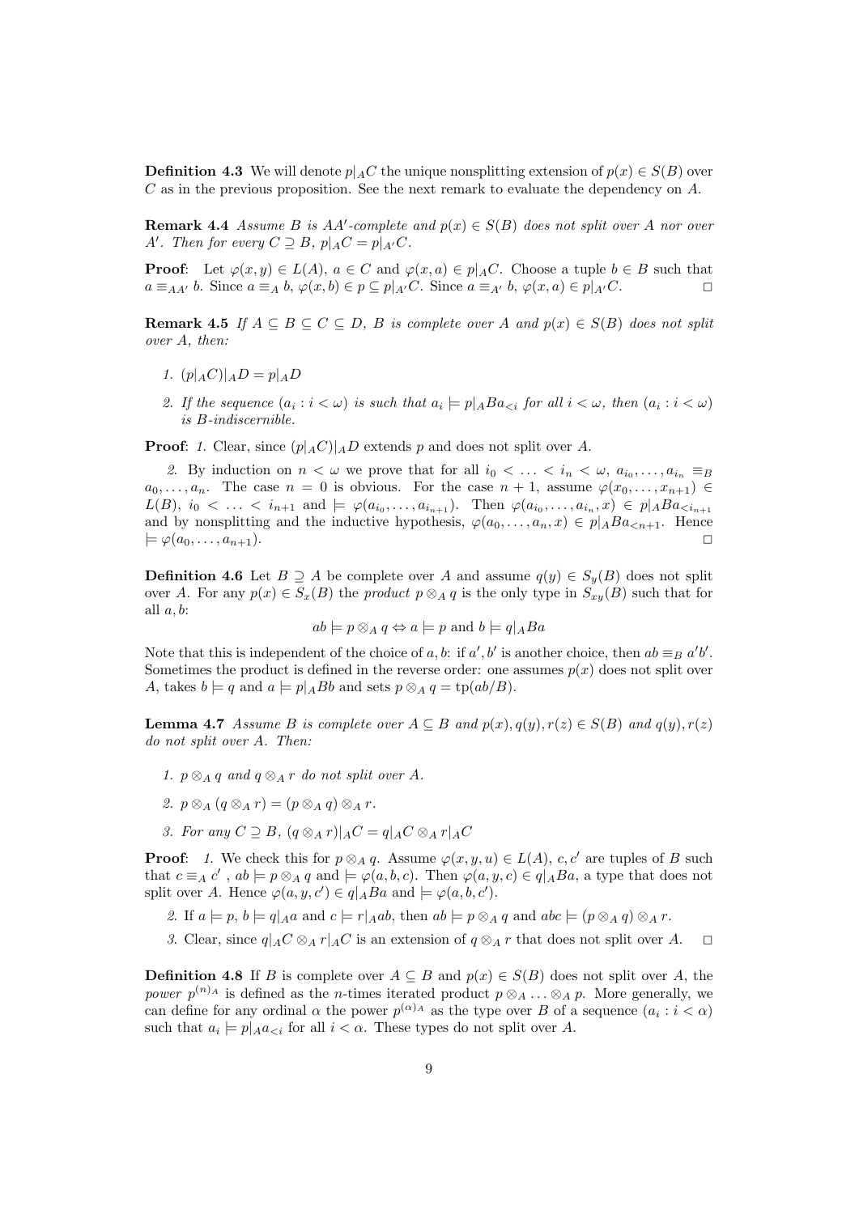**Definition 4.3** We will denote $p|_A C$ the unique nonsplitting extension of $p(x) \in S(B)$ over $C$ as in the previous proposition. See the next remark to evaluate the dependency on $A$.

**Remark 4.4** *Assume $B$ is $AA'$-complete and $p(x) \in S(B)$ does not split over $A$ nor over $A'$. Then for every $C \supseteq B$, $p|_A C = p|_{A'} C$.*

**Proof**: Let $\varphi(x, y) \in L(A)$, $a \in C$ and $\varphi(x, a) \in p|_A C$. Choose a tuple $b \in B$ such that $a \equiv_{AA'} b$. Since $a \equiv_A b$, $\varphi(x, b) \in p \subseteq p|_{A'} C$. Since $a \equiv_{A'} b$, $\varphi(x, a) \in p|_{A'} C$. □

**Remark 4.5** *If $A \subseteq B \subseteq C \subseteq D$, $B$ is complete over $A$ and $p(x) \in S(B)$ does not split over $A$, then:*

1. $(p|_A C)|_A D = p|_A D$
2. *If the sequence $(a_i : i < \omega)$ is such that $a_i \models p|_A Ba_{<i}$ for all $i < \omega$, then $(a_i : i < \omega)$ is $B$-indiscernible.*

**Proof**: *1.* Clear, since $(p|_A C)|_A D$ extends $p$ and does not split over $A$.

*2.* By induction on $n < \omega$ we prove that for all $i_0 < \ldots < i_n < \omega$, $a_{i_0}, \ldots, a_{i_n} \equiv_B a_0, \ldots, a_n$. The case $n = 0$ is obvious. For the case $n + 1$, assume $\varphi(x_0, \ldots, x_{n+1}) \in L(B)$, $i_0 < \ldots < i_{n+1}$ and $\models \varphi(a_{i_0}, \ldots, a_{i_{n+1}})$. Then $\varphi(a_{i_0}, \ldots, a_{i_n}, x) \in p|_A Ba_{<i_{n+1}}$ and by nonsplitting and the inductive hypothesis, $\varphi(a_0, \ldots, a_n, x) \in p|_A Ba_{<n+1}$. Hence $\models \varphi(a_0, \ldots, a_{n+1})$. □

**Definition 4.6** Let $B \supseteq A$ be complete over $A$ and assume $q(y) \in S_y(B)$ does not split over $A$. For any $p(x) \in S_x(B)$ the *product* $p \otimes_A q$ is the only type in $S_{xy}(B)$ such that for all $a, b$:

$$ab \models p \otimes_A q \Leftrightarrow a \models p \text{ and } b \models q|_A Ba$$

Note that this is independent of the choice of $a, b$: if $a', b'$ is another choice, then $ab \equiv_B a'b'$. Sometimes the product is defined in the reverse order: one assumes $p(x)$ does not split over $A$, takes $b \models q$ and $a \models p|_A Bb$ and sets $p \otimes_A q = \mathrm{tp}(ab/B)$.

**Lemma 4.7** *Assume $B$ is complete over $A \subseteq B$ and $p(x), q(y), r(z) \in S(B)$ and $q(y), r(z)$ do not split over $A$. Then:*

1. *$p \otimes_A q$ and $q \otimes_A r$ do not split over $A$.*
2. *$p \otimes_A (q \otimes_A r) = (p \otimes_A q) \otimes_A r$.*
3. *For any $C \supseteq B$, $(q \otimes_A r)|_A C = q|_A C \otimes_A r|_A C$*

**Proof**: *1.* We check this for $p \otimes_A q$. Assume $\varphi(x, y, u) \in L(A)$, $c, c'$ are tuples of $B$ such that $c \equiv_A c'$, $ab \models p \otimes_A q$ and $\models \varphi(a, b, c)$. Then $\varphi(a, y, c) \in q|_A Ba$, a type that does not split over $A$. Hence $\varphi(a, y, c') \in q|_A Ba$ and $\models \varphi(a, b, c')$.

*2.* If $a \models p$, $b \models q|_A a$ and $c \models r|_A ab$, then $ab \models p \otimes_A q$ and $abc \models (p \otimes_A q) \otimes_A r$.

*3.* Clear, since $q|_A C \otimes_A r|_A C$ is an extension of $q \otimes_A r$ that does not split over $A$. □

**Definition 4.8** If $B$ is complete over $A \subseteq B$ and $p(x) \in S(B)$ does not split over $A$, the *power* $p^{(n)_A}$ is defined as the $n$-times iterated product $p \otimes_A \ldots \otimes_A p$. More generally, we can define for any ordinal $\alpha$ the power $p^{(\alpha)_A}$ as the type over $B$ of a sequence $(a_i : i < \alpha)$ such that $a_i \models p|_A a_{<i}$ for all $i < \alpha$. These types do not split over $A$.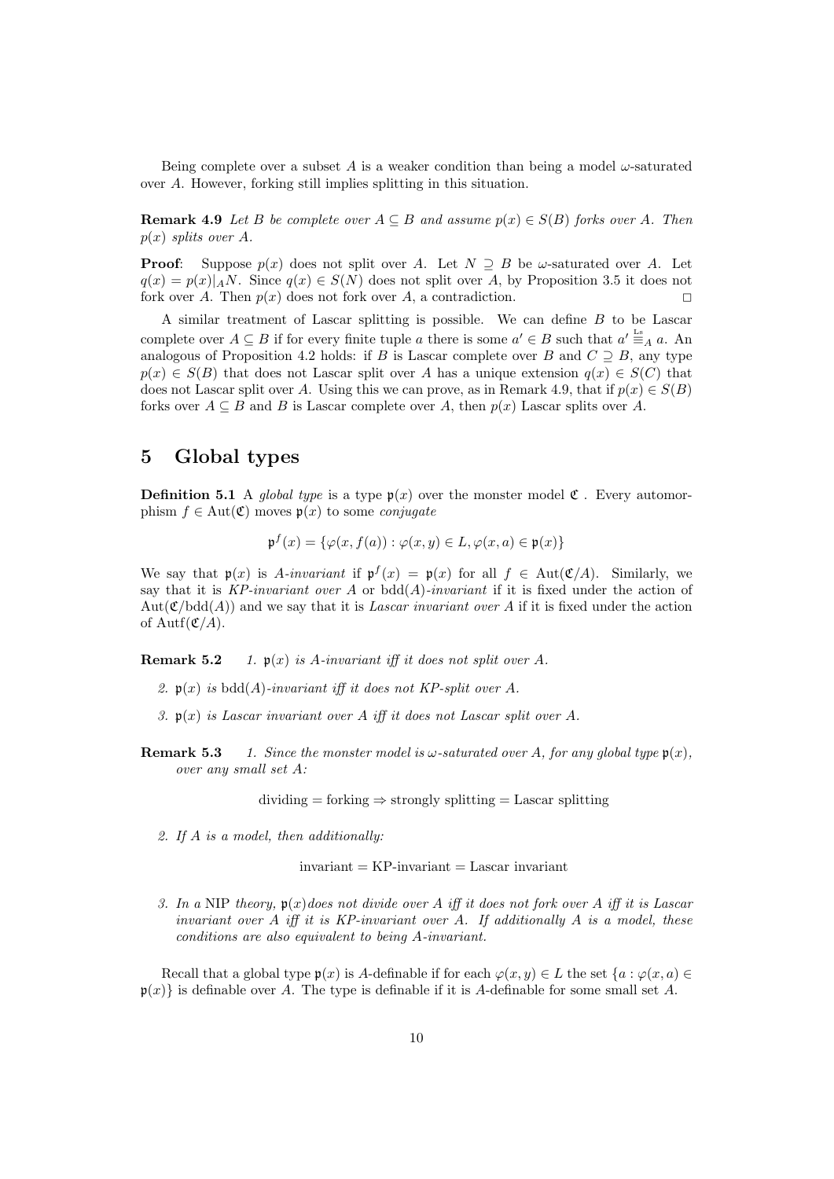Being complete over a subset $A$ is a weaker condition than being a model $\omega$-saturated over $A$. However, forking still implies splitting in this situation.

**Remark 4.9** *Let $B$ be complete over $A \subseteq B$ and assume $p(x) \in S(B)$ forks over $A$. Then $p(x)$ splits over $A$.*

**Proof**: Suppose $p(x)$ does not split over $A$. Let $N \supseteq B$ be $\omega$-saturated over $A$. Let $q(x) = p(x)|_A N$. Since $q(x) \in S(N)$ does not split over $A$, by Proposition 3.5 it does not fork over $A$. Then $p(x)$ does not fork over $A$, a contradiction. $\square$

A similar treatment of Lascar splitting is possible. We can define $B$ to be Lascar complete over $A \subseteq B$ if for every finite tuple $a$ there is some $a' \in B$ such that $a' \stackrel{\text{Ls}}{\equiv}_A a$. An analogous of Proposition 4.2 holds: if $B$ is Lascar complete over $B$ and $C \supseteq B$, any type $p(x) \in S(B)$ that does not Lascar split over $A$ has a unique extension $q(x) \in S(C)$ that does not Lascar split over $A$. Using this we can prove, as in Remark 4.9, that if $p(x) \in S(B)$ forks over $A \subseteq B$ and $B$ is Lascar complete over $A$, then $p(x)$ Lascar splits over $A$.

# 5 Global types

**Definition 5.1** A *global type* is a type $\mathfrak{p}(x)$ over the monster model $\mathfrak{C}$ . Every automorphism $f \in \mathrm{Aut}(\mathfrak{C})$ moves $\mathfrak{p}(x)$ to some *conjugate*

$$\mathfrak{p}^f(x) = \{\varphi(x, f(a)) : \varphi(x, y) \in L, \varphi(x, a) \in \mathfrak{p}(x)\}$$

We say that $\mathfrak{p}(x)$ is *$A$-invariant* if $\mathfrak{p}^f(x) = \mathfrak{p}(x)$ for all $f \in \mathrm{Aut}(\mathfrak{C}/A)$. Similarly, we say that it is *KP-invariant over $A$* or *$\mathrm{bdd}(A)$-invariant* if it is fixed under the action of $\mathrm{Aut}(\mathfrak{C}/\mathrm{bdd}(A))$ and we say that it is *Lascar invariant over $A$* if it is fixed under the action of $\mathrm{Autf}(\mathfrak{C}/A)$.

**Remark 5.2**

1. *$\mathfrak{p}(x)$ is $A$-invariant iff it does not split over $A$.*
2. *$\mathfrak{p}(x)$ is $\mathrm{bdd}(A)$-invariant iff it does not KP-split over $A$.*
3. *$\mathfrak{p}(x)$ is Lascar invariant over $A$ iff it does not Lascar split over $A$.*

**Remark 5.3**

1. *Since the monster model is $\omega$-saturated over $A$, for any global type $\mathfrak{p}(x)$, over any small set $A$:*

$$\text{dividing} = \text{forking} \Rightarrow \text{strongly splitting} = \text{Lascar splitting}$$

2. *If $A$ is a model, then additionally:*

$$\text{invariant} = \text{KP-invariant} = \text{Lascar invariant}$$

3. *In a* NIP *theory, $\mathfrak{p}(x)$does not divide over $A$ iff it does not fork over $A$ iff it is Lascar invariant over $A$ iff it is KP-invariant over $A$. If additionally $A$ is a model, these conditions are also equivalent to being $A$-invariant.*

Recall that a global type $\mathfrak{p}(x)$ is $A$-definable if for each $\varphi(x, y) \in L$ the set $\{a : \varphi(x, a) \in \mathfrak{p}(x)\}$ is definable over $A$. The type is definable if it is $A$-definable for some small set $A$.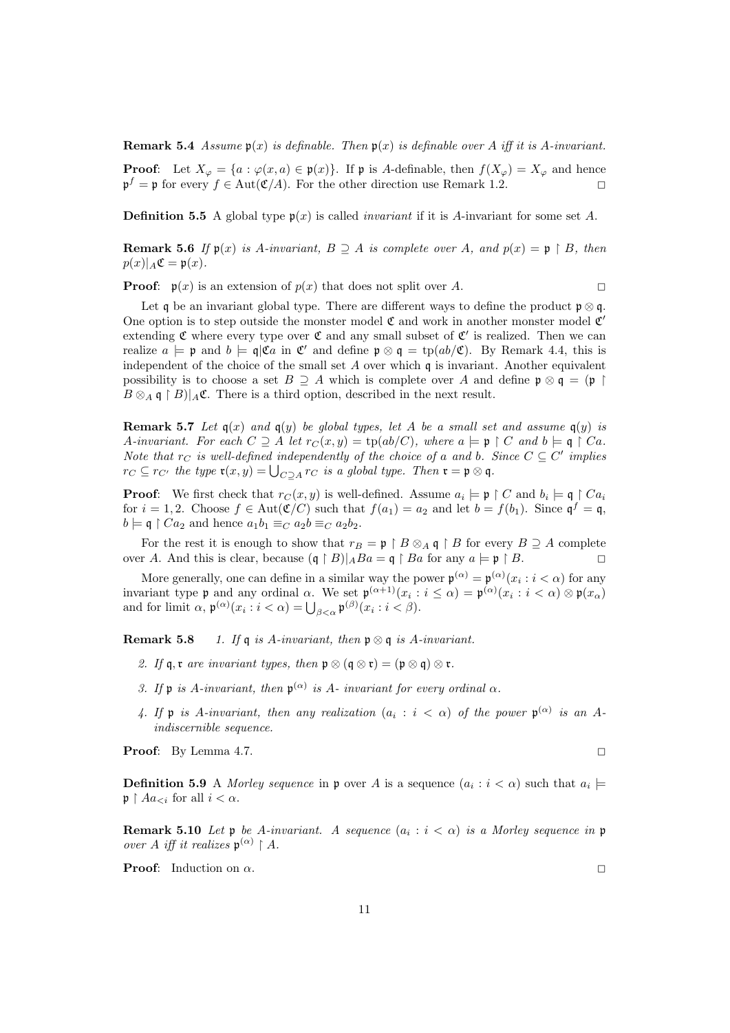**Remark 5.4** *Assume $\mathfrak{p}(x)$ is definable. Then $\mathfrak{p}(x)$ is definable over $A$ iff it is $A$-invariant.*

**Proof**: Let $X_\varphi = \{a : \varphi(x,a) \in \mathfrak{p}(x)\}$. If $\mathfrak{p}$ is $A$-definable, then $f(X_\varphi) = X_\varphi$ and hence $\mathfrak{p}^f = \mathfrak{p}$ for every $f \in \mathrm{Aut}(\mathfrak{C}/A)$. For the other direction use Remark 1.2. $\square$

**Definition 5.5** A global type $\mathfrak{p}(x)$ is called *invariant* if it is $A$-invariant for some set $A$.

**Remark 5.6** *If $\mathfrak{p}(x)$ is $A$-invariant, $B \supseteq A$ is complete over $A$, and $p(x) = \mathfrak{p} \restriction B$, then $p(x)|_A\mathfrak{C} = \mathfrak{p}(x)$.*

**Proof**: $\mathfrak{p}(x)$ is an extension of $p(x)$ that does not split over $A$. $\square$

Let $\mathfrak{q}$ be an invariant global type. There are different ways to define the product $\mathfrak{p} \otimes \mathfrak{q}$. One option is to step outside the monster model $\mathfrak{C}$ and work in another monster model $\mathfrak{C}'$ extending $\mathfrak{C}$ where every type over $\mathfrak{C}$ and any small subset of $\mathfrak{C}'$ is realized. Then we can realize $a \models \mathfrak{p}$ and $b \models \mathfrak{q}|\mathfrak{C}a$ in $\mathfrak{C}'$ and define $\mathfrak{p} \otimes \mathfrak{q} = \mathrm{tp}(ab/\mathfrak{C})$. By Remark 4.4, this is independent of the choice of the small set $A$ over which $\mathfrak{q}$ is invariant. Another equivalent possibility is to choose a set $B \supseteq A$ which is complete over $A$ and define $\mathfrak{p} \otimes \mathfrak{q} = (\mathfrak{p} \restriction B \otimes_A \mathfrak{q} \restriction B)|_A\mathfrak{C}$. There is a third option, described in the next result.

**Remark 5.7** *Let $\mathfrak{q}(x)$ and $\mathfrak{q}(y)$ be global types, let $A$ be a small set and assume $\mathfrak{q}(y)$ is $A$-invariant. For each $C \supseteq A$ let $r_C(x,y) = \mathrm{tp}(ab/C)$, where $a \models \mathfrak{p} \restriction C$ and $b \models \mathfrak{q} \restriction Ca$. Note that $r_C$ is well-defined independently of the choice of $a$ and $b$. Since $C \subseteq C'$ implies $r_C \subseteq r_{C'}$ the type $\mathfrak{r}(x,y) = \bigcup_{C \supseteq A} r_C$ is a global type. Then $\mathfrak{r} = \mathfrak{p} \otimes \mathfrak{q}$.*

**Proof**: We first check that $r_C(x,y)$ is well-defined. Assume $a_i \models \mathfrak{p} \restriction C$ and $b_i \models \mathfrak{q} \restriction Ca_i$ for $i = 1,2$. Choose $f \in \mathrm{Aut}(\mathfrak{C}/C)$ such that $f(a_1) = a_2$ and let $b = f(b_1)$. Since $\mathfrak{q}^f = \mathfrak{q}$, $b \models \mathfrak{q} \restriction Ca_2$ and hence $a_1b_1 \equiv_C a_2b \equiv_C a_2b_2$.

For the rest it is enough to show that $r_B = \mathfrak{p} \restriction B \otimes_A \mathfrak{q} \restriction B$ for every $B \supseteq A$ complete over $A$. And this is clear, because $(\mathfrak{q} \restriction B)|_ABa = \mathfrak{q} \restriction Ba$ for any $a \models \mathfrak{p} \restriction B$. $\square$

More generally, one can define in a similar way the power $\mathfrak{p}^{(\alpha)} = \mathfrak{p}^{(\alpha)}(x_i : i < \alpha)$ for any invariant type $\mathfrak{p}$ and any ordinal $\alpha$. We set $\mathfrak{p}^{(\alpha+1)}(x_i : i \leq \alpha) = \mathfrak{p}^{(\alpha)}(x_i : i < \alpha) \otimes \mathfrak{p}(x_\alpha)$ and for limit $\alpha$, $\mathfrak{p}^{(\alpha)}(x_i : i < \alpha) = \bigcup_{\beta < \alpha} \mathfrak{p}^{(\beta)}(x_i : i < \beta)$.

**Remark 5.8**
1. *If $\mathfrak{q}$ is $A$-invariant, then $\mathfrak{p} \otimes \mathfrak{q}$ is $A$-invariant.*
2. *If $\mathfrak{q}, \mathfrak{r}$ are invariant types, then $\mathfrak{p} \otimes (\mathfrak{q} \otimes \mathfrak{r}) = (\mathfrak{p} \otimes \mathfrak{q}) \otimes \mathfrak{r}$.*
3. *If $\mathfrak{p}$ is $A$-invariant, then $\mathfrak{p}^{(\alpha)}$ is $A$- invariant for every ordinal $\alpha$.*
4. *If $\mathfrak{p}$ is $A$-invariant, then any realization $(a_i : i < \alpha)$ of the power $\mathfrak{p}^{(\alpha)}$ is an $A$-indiscernible sequence.*

**Proof**: By Lemma 4.7. $\square$

**Definition 5.9** A *Morley sequence* in $\mathfrak{p}$ over $A$ is a sequence $(a_i : i < \alpha)$ such that $a_i \models \mathfrak{p} \restriction Aa_{<i}$ for all $i < \alpha$.

**Remark 5.10** *Let $\mathfrak{p}$ be $A$-invariant. A sequence $(a_i : i < \alpha)$ is a Morley sequence in $\mathfrak{p}$ over $A$ iff it realizes $\mathfrak{p}^{(\alpha)} \restriction A$.*

**Proof**: Induction on $\alpha$. $\square$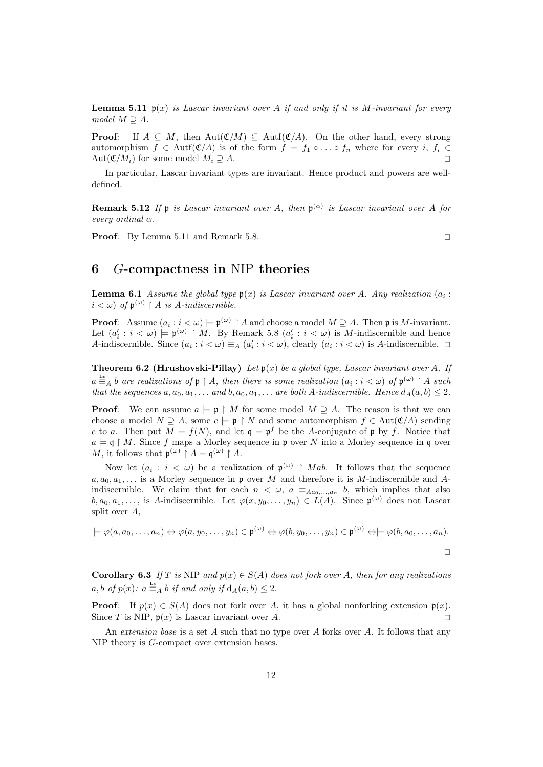**Lemma 5.11** *$\mathfrak{p}(x)$ is Lascar invariant over $A$ if and only if it is $M$-invariant for every model $M \supseteq A$.*

**Proof**: If $A \subseteq M$, then $\mathrm{Aut}(\mathfrak{C}/M) \subseteq \mathrm{Autf}(\mathfrak{C}/A)$. On the other hand, every strong automorphism $f \in \mathrm{Autf}(\mathfrak{C}/A)$ is of the form $f = f_1 \circ \ldots \circ f_n$ where for every $i$, $f_i \in \mathrm{Aut}(\mathfrak{C}/M_i)$ for some model $M_i \supseteq A$. □

In particular, Lascar invariant types are invariant. Hence product and powers are well-defined.

**Remark 5.12** *If $\mathfrak{p}$ is Lascar invariant over $A$, then $\mathfrak{p}^{(\alpha)}$ is Lascar invariant over $A$ for every ordinal $\alpha$.*

**Proof**: By Lemma 5.11 and Remark 5.8. □

# 6 $G$-compactness in NIP theories

**Lemma 6.1** *Assume the global type $\mathfrak{p}(x)$ is Lascar invariant over $A$. Any realization $(a_i : i < \omega)$ of $\mathfrak{p}^{(\omega)} \restriction A$ is $A$-indiscernible.*

**Proof**: Assume $(a_i : i < \omega) \models \mathfrak{p}^{(\omega)} \restriction A$ and choose a model $M \supseteq A$. Then $\mathfrak{p}$ is $M$-invariant. Let $(a'_i : i < \omega) \models \mathfrak{p}^{(\omega)} \restriction M$. By Remark 5.8 $(a'_i : i < \omega)$ is $M$-indiscernible and hence $A$-indiscernible. Since $(a_i : i < \omega) \equiv_A (a'_i : i < \omega)$, clearly $(a_i : i < \omega)$ is $A$-indiscernible. □

**Theorem 6.2 (Hrushovski-Pillay)** *Let $\mathfrak{p}(x)$ be a global type, Lascar invariant over $A$. If $a \overset{\mathrm{Ls}}{\equiv}_A b$ are realizations of $\mathfrak{p} \restriction A$, then there is some realization $(a_i : i < \omega)$ of $\mathfrak{p}^{(\omega)} \restriction A$ such that the sequences $a, a_0, a_1, \ldots$ and $b, a_0, a_1, \ldots$ are both $A$-indiscernible. Hence $d_A(a, b) \leq 2$.*

**Proof**: We can assume $a \models \mathfrak{p} \restriction M$ for some model $M \supseteq A$. The reason is that we can choose a model $N \supseteq A$, some $c \models \mathfrak{p} \restriction N$ and some automorphism $f \in \mathrm{Aut}(\mathfrak{C}/A)$ sending $c$ to $a$. Then put $M = f(N)$, and let $\mathfrak{q} = \mathfrak{p}^f$ be the $A$-conjugate of $\mathfrak{p}$ by $f$. Notice that $a \models \mathfrak{q} \restriction M$. Since $f$ maps a Morley sequence in $\mathfrak{p}$ over $N$ into a Morley sequence in $\mathfrak{q}$ over $M$, it follows that $\mathfrak{p}^{(\omega)} \restriction A = \mathfrak{q}^{(\omega)} \restriction A$.

Now let $(a_i : i < \omega)$ be a realization of $\mathfrak{p}^{(\omega)} \restriction Mab$. It follows that the sequence $a, a_0, a_1, \ldots$ is a Morley sequence in $\mathfrak{p}$ over $M$ and therefore it is $M$-indiscernible and $A$-indiscernible. We claim that for each $n < \omega$, $a \equiv_{Aa_0,\ldots,a_n} b$, which implies that also $b, a_0, a_1, \ldots$, is $A$-indiscernible. Let $\varphi(x, y_0, \ldots, y_n) \in L(A)$. Since $\mathfrak{p}^{(\omega)}$ does not Lascar split over $A$,

$$\models \varphi(a, a_0, \ldots, a_n) \Leftrightarrow \varphi(a, y_0, \ldots, y_n) \in \mathfrak{p}^{(\omega)} \Leftrightarrow \varphi(b, y_0, \ldots, y_n) \in \mathfrak{p}^{(\omega)} \Leftrightarrow \models \varphi(b, a_0, \ldots, a_n).$$

□

**Corollary 6.3** *If $T$ is NIP and $p(x) \in S(A)$ does not fork over $A$, then for any realizations $a, b$ of $p(x)$: $a \overset{\mathrm{Ls}}{\equiv}_A b$ if and only if $\mathrm{d}_A(a, b) \leq 2$.*

**Proof**: If $p(x) \in S(A)$ does not fork over $A$, it has a global nonforking extension $\mathfrak{p}(x)$. Since $T$ is NIP, $\mathfrak{p}(x)$ is Lascar invariant over $A$. □

An *extension base* is a set $A$ such that no type over $A$ forks over $A$. It follows that any NIP theory is $G$-compact over extension bases.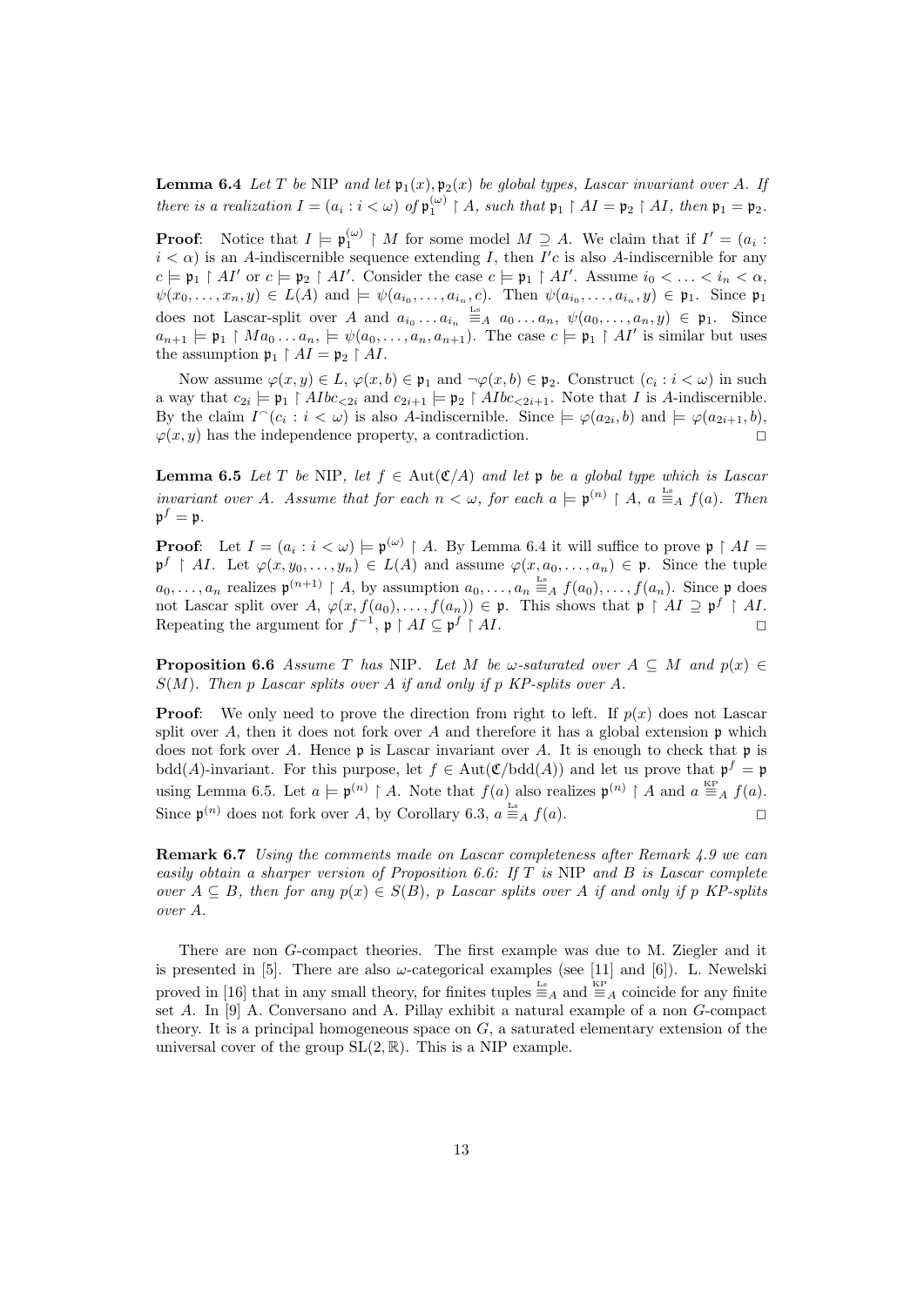**Lemma 6.4** *Let $T$ be* NIP *and let $\mathfrak{p}_1(x), \mathfrak{p}_2(x)$ be global types, Lascar invariant over $A$. If there is a realization $I = (a_i : i < \omega)$ of $\mathfrak{p}_1^{(\omega)} \restriction A$, such that $\mathfrak{p}_1 \restriction AI = \mathfrak{p}_2 \restriction AI$, then $\mathfrak{p}_1 = \mathfrak{p}_2$.*

**Proof**: Notice that $I \models \mathfrak{p}_1^{(\omega)} \restriction M$ for some model $M \supseteq A$. We claim that if $I' = (a_i : i < \alpha)$ is an $A$-indiscernible sequence extending $I$, then $I'c$ is also $A$-indiscernible for any $c \models \mathfrak{p}_1 \restriction AI'$ or $c \models \mathfrak{p}_2 \restriction AI'$. Consider the case $c \models \mathfrak{p}_1 \restriction AI'$. Assume $i_0 < \ldots < i_n < \alpha$, $\psi(x_0, \ldots, x_n, y) \in L(A)$ and $\models \psi(a_{i_0}, \ldots, a_{i_n}, c)$. Then $\psi(a_{i_0}, \ldots, a_{i_n}, y) \in \mathfrak{p}_1$. Since $\mathfrak{p}_1$ does not Lascar-split over $A$ and $a_{i_0} \ldots a_{i_n} \overset{\text{Ls}}{\equiv}_A a_0 \ldots a_n$, $\psi(a_0, \ldots, a_n, y) \in \mathfrak{p}_1$. Since $a_{n+1} \models \mathfrak{p}_1 \restriction Ma_0 \ldots a_n$, $\models \psi(a_0, \ldots, a_n, a_{n+1})$. The case $c \models \mathfrak{p}_1 \restriction AI'$ is similar but uses the assumption $\mathfrak{p}_1 \restriction AI = \mathfrak{p}_2 \restriction AI$.

Now assume $\varphi(x, y) \in L$, $\varphi(x, b) \in \mathfrak{p}_1$ and $\neg\varphi(x, b) \in \mathfrak{p}_2$. Construct $(c_i : i < \omega)$ in such a way that $c_{2i} \models \mathfrak{p}_1 \restriction AIbc_{<2i}$ and $c_{2i+1} \models \mathfrak{p}_2 \restriction AIbc_{<2i+1}$. Note that $I$ is $A$-indiscernible. By the claim $I^\frown(c_i : i < \omega)$ is also $A$-indiscernible. Since $\models \varphi(a_{2i}, b)$ and $\models \varphi(a_{2i+1}, b)$, $\varphi(x, y)$ has the independence property, a contradiction. $\square$

**Lemma 6.5** *Let $T$ be* NIP*, let $f \in \mathrm{Aut}(\mathfrak{C}/A)$ and let $\mathfrak{p}$ be a global type which is Lascar invariant over $A$. Assume that for each $n < \omega$, for each $a \models \mathfrak{p}^{(n)} \restriction A$, $a \overset{\text{Ls}}{\equiv}_A f(a)$. Then $\mathfrak{p}^f = \mathfrak{p}$.*

**Proof**: Let $I = (a_i : i < \omega) \models \mathfrak{p}^{(\omega)} \restriction A$. By Lemma 6.4 it will suffice to prove $\mathfrak{p} \restriction AI = \mathfrak{p}^f \restriction AI$. Let $\varphi(x, y_0, \ldots, y_n) \in L(A)$ and assume $\varphi(x, a_0, \ldots, a_n) \in \mathfrak{p}$. Since the tuple $a_0, \ldots, a_n$ realizes $\mathfrak{p}^{(n+1)} \restriction A$, by assumption $a_0, \ldots, a_n \overset{\text{Ls}}{\equiv}_A f(a_0), \ldots, f(a_n)$. Since $\mathfrak{p}$ does not Lascar split over $A$, $\varphi(x, f(a_0), \ldots, f(a_n)) \in \mathfrak{p}$. This shows that $\mathfrak{p} \restriction AI \supseteq \mathfrak{p}^f \restriction AI$. Repeating the argument for $f^{-1}$, $\mathfrak{p} \restriction AI \subseteq \mathfrak{p}^f \restriction AI$. $\square$

**Proposition 6.6** *Assume $T$ has* NIP*. Let $M$ be $\omega$-saturated over $A \subseteq M$ and $p(x) \in S(M)$. Then $p$ Lascar splits over $A$ if and only if $p$ KP-splits over $A$.*

**Proof**: We only need to prove the direction from right to left. If $p(x)$ does not Lascar split over $A$, then it does not fork over $A$ and therefore it has a global extension $\mathfrak{p}$ which does not fork over $A$. Hence $\mathfrak{p}$ is Lascar invariant over $A$. It is enough to check that $\mathfrak{p}$ is $\mathrm{bdd}(A)$-invariant. For this purpose, let $f \in \mathrm{Aut}(\mathfrak{C}/\mathrm{bdd}(A))$ and let us prove that $\mathfrak{p}^f = \mathfrak{p}$ using Lemma 6.5. Let $a \models \mathfrak{p}^{(n)} \restriction A$. Note that $f(a)$ also realizes $\mathfrak{p}^{(n)} \restriction A$ and $a \overset{\text{KP}}{\equiv}_A f(a)$. Since $\mathfrak{p}^{(n)}$ does not fork over $A$, by Corollary 6.3, $a \overset{\text{Ls}}{\equiv}_A f(a)$. $\square$

**Remark 6.7** *Using the comments made on Lascar completeness after Remark 4.9 we can easily obtain a sharper version of Proposition 6.6: If $T$ is* NIP *and $B$ is Lascar complete over $A \subseteq B$, then for any $p(x) \in S(B)$, $p$ Lascar splits over $A$ if and only if $p$ KP-splits over $A$.*

There are non $G$-compact theories. The first example was due to M. Ziegler and it is presented in [5]. There are also $\omega$-categorical examples (see [11] and [6]). L. Newelski proved in [16] that in any small theory, for finites tuples $\overset{\text{Ls}}{\equiv}_A$ and $\overset{\text{KP}}{\equiv}_A$ coincide for any finite set $A$. In [9] A. Conversano and A. Pillay exhibit a natural example of a non $G$-compact theory. It is a principal homogeneous space on $G$, a saturated elementary extension of the universal cover of the group $\mathrm{SL}(2, \mathbb{R})$. This is a NIP example.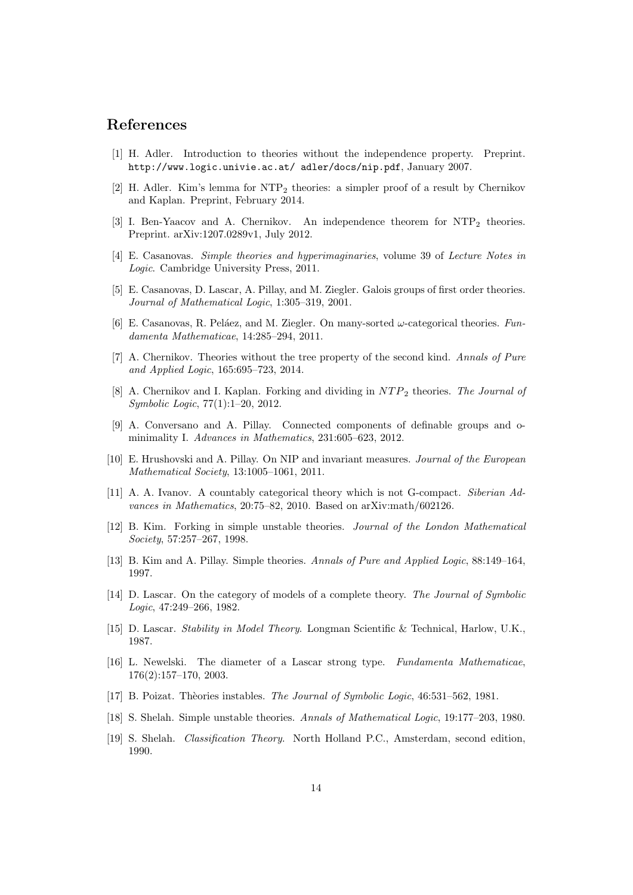## References

[1] H. Adler. Introduction to theories without the independence property. Preprint. http://www.logic.univie.ac.at/ adler/docs/nip.pdf, January 2007.

[2] H. Adler. Kim's lemma for $\mathrm{NTP}_2$ theories: a simpler proof of a result by Chernikov and Kaplan. Preprint, February 2014.

[3] I. Ben-Yaacov and A. Chernikov. An independence theorem for $\mathrm{NTP}_2$ theories. Preprint. arXiv:1207.0289v1, July 2012.

[4] E. Casanovas. *Simple theories and hyperimaginaries*, volume 39 of *Lecture Notes in Logic*. Cambridge University Press, 2011.

[5] E. Casanovas, D. Lascar, A. Pillay, and M. Ziegler. Galois groups of first order theories. *Journal of Mathematical Logic*, 1:305–319, 2001.

[6] E. Casanovas, R. Peláez, and M. Ziegler. On many-sorted $\omega$-categorical theories. *Fundamenta Mathematicae*, 14:285–294, 2011.

[7] A. Chernikov. Theories without the tree property of the second kind. *Annals of Pure and Applied Logic*, 165:695–723, 2014.

[8] A. Chernikov and I. Kaplan. Forking and dividing in $NTP_2$ theories. *The Journal of Symbolic Logic*, 77(1):1–20, 2012.

[9] A. Conversano and A. Pillay. Connected components of definable groups and o-minimality I. *Advances in Mathematics*, 231:605–623, 2012.

[10] E. Hrushovski and A. Pillay. On NIP and invariant measures. *Journal of the European Mathematical Society*, 13:1005–1061, 2011.

[11] A. A. Ivanov. A countably categorical theory which is not G-compact. *Siberian Advances in Mathematics*, 20:75–82, 2010. Based on arXiv:math/602126.

[12] B. Kim. Forking in simple unstable theories. *Journal of the London Mathematical Society*, 57:257–267, 1998.

[13] B. Kim and A. Pillay. Simple theories. *Annals of Pure and Applied Logic*, 88:149–164, 1997.

[14] D. Lascar. On the category of models of a complete theory. *The Journal of Symbolic Logic*, 47:249–266, 1982.

[15] D. Lascar. *Stability in Model Theory*. Longman Scientific & Technical, Harlow, U.K., 1987.

[16] L. Newelski. The diameter of a Lascar strong type. *Fundamenta Mathematicae*, 176(2):157–170, 2003.

[17] B. Poizat. Thèories instables. *The Journal of Symbolic Logic*, 46:531–562, 1981.

[18] S. Shelah. Simple unstable theories. *Annals of Mathematical Logic*, 19:177–203, 1980.

[19] S. Shelah. *Classification Theory*. North Holland P.C., Amsterdam, second edition, 1990.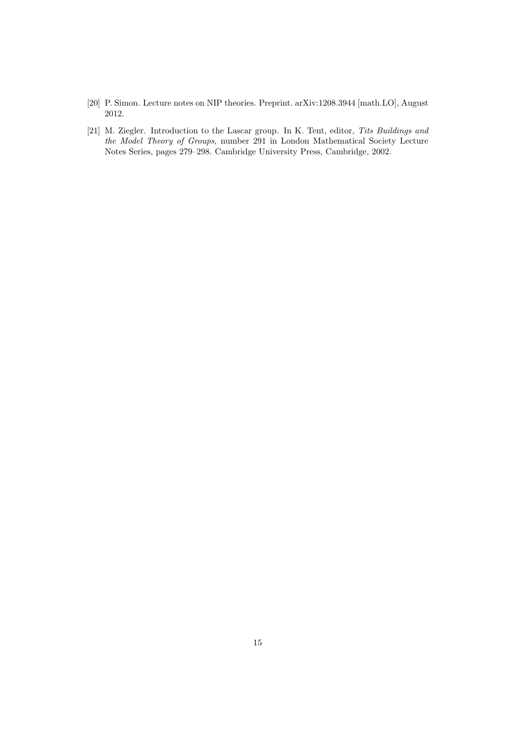[20] P. Simon. Lecture notes on NIP theories. Preprint. arXiv:1208.3944 [math.LO], August 2012.

[21] M. Ziegler. Introduction to the Lascar group. In K. Tent, editor, *Tits Buildings and the Model Theory of Groups*, number 291 in London Mathematical Society Lecture Notes Series, pages 279–298. Cambridge University Press, Cambridge, 2002.